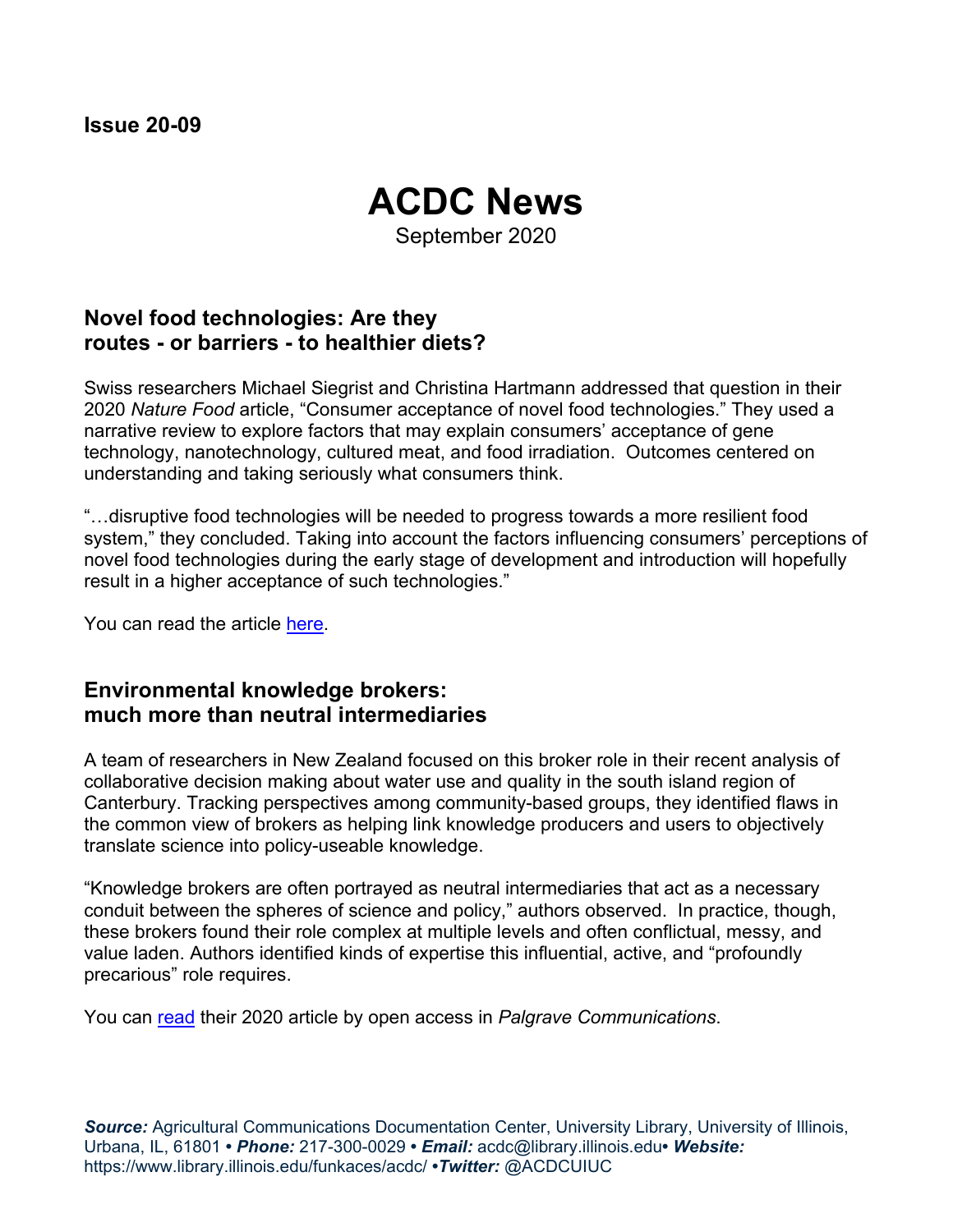**Issue 20-09**

# ACDC News

September 2020

## Novel food technologies: Are they routes - or barriers - to healthier diets?

Swiss researchers Michael Siegrist and Christina Hartmann addressed that question in their 2020 *Nature Food* article, "Consumer acceptance of novel food technologies." They used a narrative review to explore factors that may explain consumers' acceptance of gene technology, nanotechnology, cultured meat, and food irradiation. Outcomes centered on understanding and taking seriously what consumers think.

"…disruptive food technologies will be needed to progress towards a more resilient food system," they concluded. Taking into account the factors influencing consumers' perceptions of novel food technologies during the early stage of development and introduction will hopefully result in a higher acceptance of such technologies."

You can read the article here.

## Environmental knowledge brokers: much more than neutral intermediaries

A team of researchers in New Zealand focused on this broker role in their recent analysis of collaborative decision making about water use and quality in the south island region of Canterbury. Tracking perspectives among community-based groups, they identified flaws in the common view of brokers as helping link knowledge producers and users to objectively translate science into policy-useable knowledge.

"Knowledge brokers are often portrayed as neutral intermediaries that act as a necessary conduit between the spheres of science and policy," authors observed. In practice, though, these brokers found their role complex at multiple levels and often conflictual, messy, and value laden. Authors identified kinds of expertise this influential, active, and "profoundly precarious" role requires.

You can read their 2020 article by open access in *Palgrave Communications*.

***Source:*** Agricultural Communications Documentation Center, University Library, University of Illinois, Urbana, IL, 61801 • ***Phone:*** 217-300-0029 • ***Email:*** acdc@library.illinois.edu• ***Website:*** https://www.library.illinois.edu/funkaces/acdc/ •***Twitter:*** @ACDCUIUC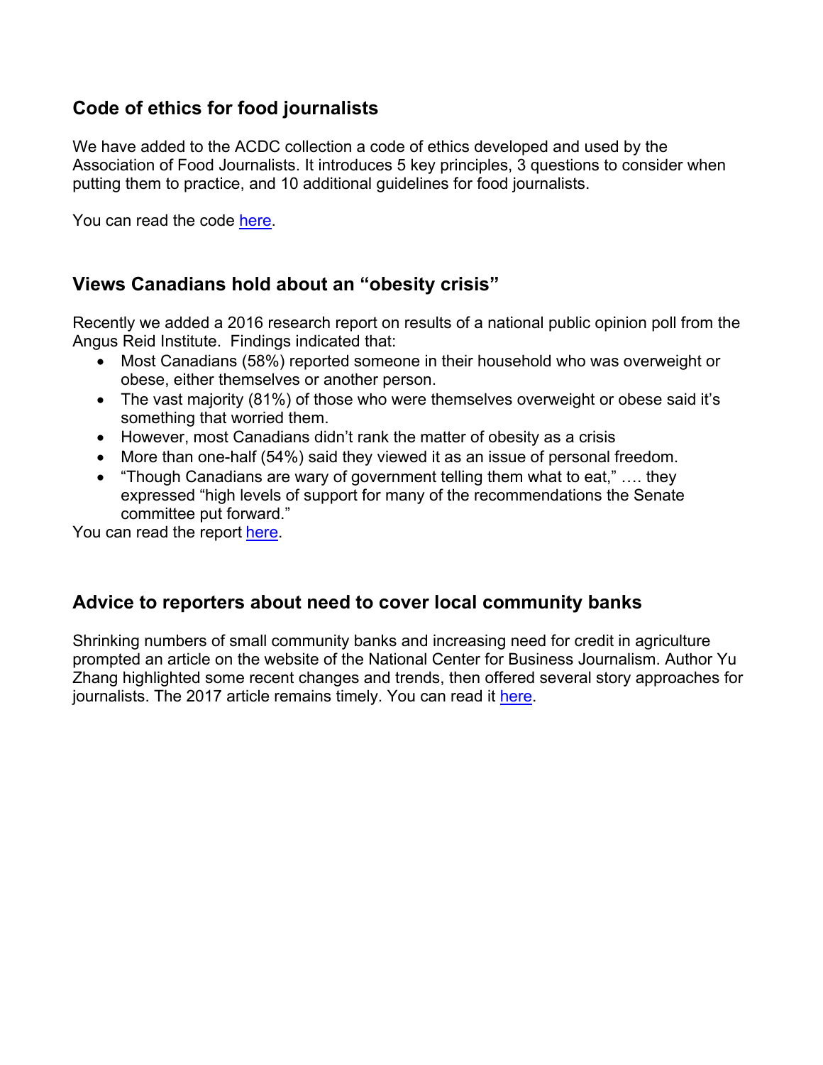## Code of ethics for food journalists

We have added to the ACDC collection a code of ethics developed and used by the Association of Food Journalists. It introduces 5 key principles, 3 questions to consider when putting them to practice, and 10 additional guidelines for food journalists.

You can read the code here.

## Views Canadians hold about an "obesity crisis"

Recently we added a 2016 research report on results of a national public opinion poll from the Angus Reid Institute. Findings indicated that:

- Most Canadians (58%) reported someone in their household who was overweight or obese, either themselves or another person.
- The vast majority (81%) of those who were themselves overweight or obese said it's something that worried them.
- However, most Canadians didn't rank the matter of obesity as a crisis
- More than one-half (54%) said they viewed it as an issue of personal freedom.
- "Though Canadians are wary of government telling them what to eat," …. they expressed "high levels of support for many of the recommendations the Senate committee put forward."

You can read the report here.

## Advice to reporters about need to cover local community banks

Shrinking numbers of small community banks and increasing need for credit in agriculture prompted an article on the website of the National Center for Business Journalism. Author Yu Zhang highlighted some recent changes and trends, then offered several story approaches for journalists. The 2017 article remains timely. You can read it here.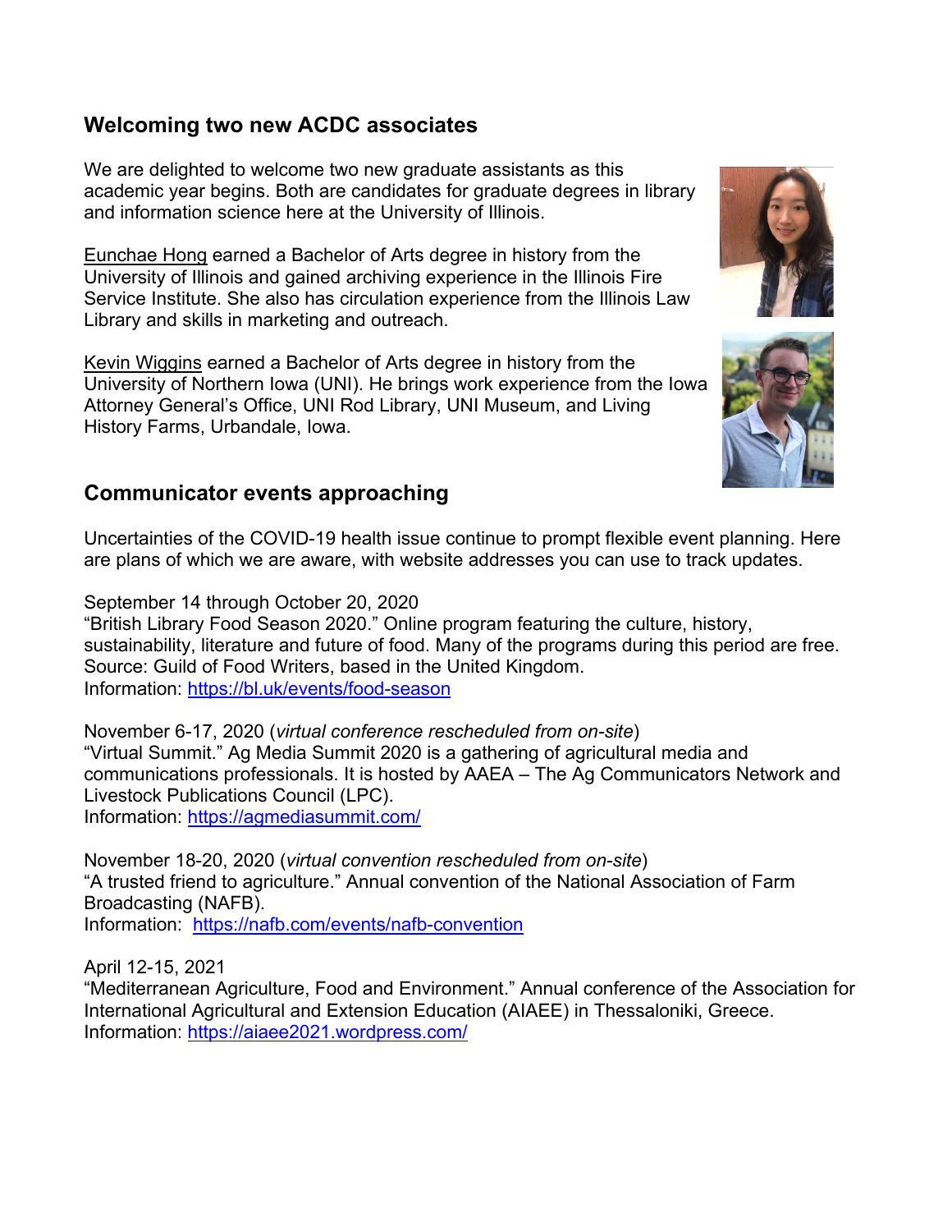## Welcoming two new ACDC associates

We are delighted to welcome two new graduate assistants as this academic year begins. Both are candidates for graduate degrees in library and information science here at the University of Illinois.

Eunchae Hong earned a Bachelor of Arts degree in history from the University of Illinois and gained archiving experience in the Illinois Fire Service Institute. She also has circulation experience from the Illinois Law Library and skills in marketing and outreach.

Kevin Wiggins earned a Bachelor of Arts degree in history from the University of Northern Iowa (UNI). He brings work experience from the Iowa Attorney General's Office, UNI Rod Library, UNI Museum, and Living History Farms, Urbandale, Iowa.

## Communicator events approaching

Uncertainties of the COVID-19 health issue continue to prompt flexible event planning. Here are plans of which we are aware, with website addresses you can use to track updates.

September 14 through October 20, 2020
"British Library Food Season 2020." Online program featuring the culture, history, sustainability, literature and future of food. Many of the programs during this period are free. Source: Guild of Food Writers, based in the United Kingdom.
Information: https://bl.uk/events/food-season

November 6-17, 2020 (*virtual conference rescheduled from on-site*)
"Virtual Summit." Ag Media Summit 2020 is a gathering of agricultural media and communications professionals. It is hosted by AAEA – The Ag Communicators Network and Livestock Publications Council (LPC).
Information: https://agmediasummit.com/

November 18-20, 2020 (*virtual convention rescheduled from on-site*)
"A trusted friend to agriculture." Annual convention of the National Association of Farm Broadcasting (NAFB).
Information: https://nafb.com/events/nafb-convention

April 12-15, 2021
"Mediterranean Agriculture, Food and Environment." Annual conference of the Association for International Agricultural and Extension Education (AIAEE) in Thessaloniki, Greece.
Information: https://aiaee2021.wordpress.com/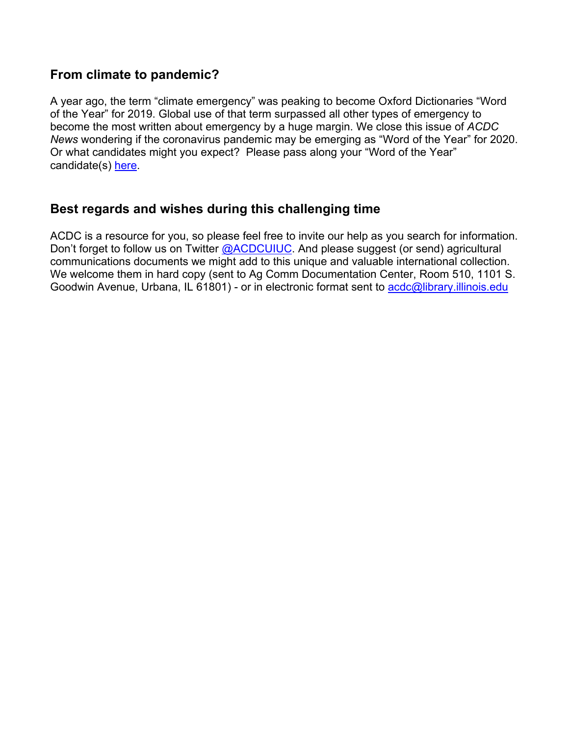## From climate to pandemic?

A year ago, the term "climate emergency" was peaking to become Oxford Dictionaries "Word of the Year" for 2019. Global use of that term surpassed all other types of emergency to become the most written about emergency by a huge margin. We close this issue of *ACDC News* wondering if the coronavirus pandemic may be emerging as "Word of the Year" for 2020. Or what candidates might you expect? Please pass along your "Word of the Year" candidate(s) here.

## Best regards and wishes during this challenging time

ACDC is a resource for you, so please feel free to invite our help as you search for information. Don't forget to follow us on Twitter @ACDCUIUC. And please suggest (or send) agricultural communications documents we might add to this unique and valuable international collection. We welcome them in hard copy (sent to Ag Comm Documentation Center, Room 510, 1101 S. Goodwin Avenue, Urbana, IL 61801) - or in electronic format sent to acdc@library.illinois.edu